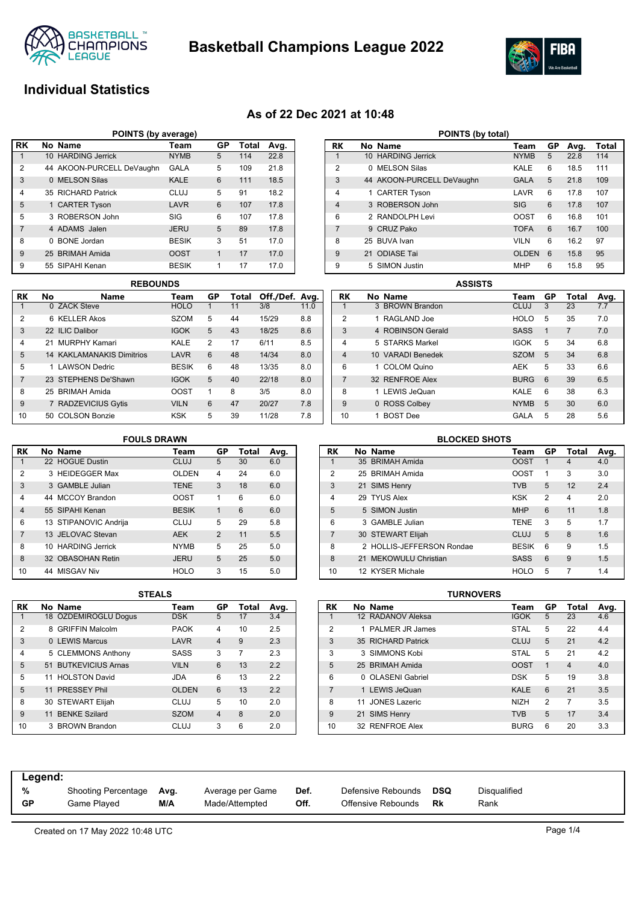# Basketball Champions League 2022

## Individual Statistics

### As of 22 Dec 2021 at 10:48

**POINTS (by average)**

| RK | No | Name | Team | GP | Total | Avg. |
|---|---|---|---|---|---|---|
| 1 | 10 | HARDING Jerrick | NYMB | 5 | 114 | 22.8 |
| 2 | 44 | AKOON-PURCELL DeVaughn | GALA | 5 | 109 | 21.8 |
| 3 | 0 | MELSON Silas | KALE | 6 | 111 | 18.5 |
| 4 | 35 | RICHARD Patrick | CLUJ | 5 | 91 | 18.2 |
| 5 | 1 | CARTER Tyson | LAVR | 6 | 107 | 17.8 |
| 5 | 3 | ROBERSON John | SIG | 6 | 107 | 17.8 |
| 7 | 4 | ADAMS Jalen | JERU | 5 | 89 | 17.8 |
| 8 | 0 | BONE Jordan | BESIK | 3 | 51 | 17.0 |
| 9 | 25 | BRIMAH Amida | OOST | 1 | 17 | 17.0 |
| 9 | 55 | SIPAHI Kenan | BESIK | 1 | 17 | 17.0 |

**POINTS (by total)**

| RK | No | Name | Team | GP | Avg. | Total |
|---|---|---|---|---|---|---|
| 1 | 10 | HARDING Jerrick | NYMB | 5 | 22.8 | 114 |
| 2 | 0 | MELSON Silas | KALE | 6 | 18.5 | 111 |
| 3 | 44 | AKOON-PURCELL DeVaughn | GALA | 5 | 21.8 | 109 |
| 4 | 1 | CARTER Tyson | LAVR | 6 | 17.8 | 107 |
| 4 | 3 | ROBERSON John | SIG | 6 | 17.8 | 107 |
| 6 | 2 | RANDOLPH Levi | OOST | 6 | 16.8 | 101 |
| 7 | 9 | CRUZ Pako | TOFA | 6 | 16.7 | 100 |
| 8 | 25 | BUVA Ivan | VILN | 6 | 16.2 | 97 |
| 9 | 21 | ODIASE Tai | OLDEN | 6 | 15.8 | 95 |
| 9 | 5 | SIMON Justin | MHP | 6 | 15.8 | 95 |

**REBOUNDS**

| RK | No | Name | Team | GP | Total | Off./Def. | Avg. |
|---|---|---|---|---|---|---|---|
| 1 | 0 | ZACK Steve | HOLO | 1 | 11 | 3/8 | 11.0 |
| 2 | 6 | KELLER Akos | SZOM | 5 | 44 | 15/29 | 8.8 |
| 3 | 22 | ILIC Dalibor | IGOK | 5 | 43 | 18/25 | 8.6 |
| 4 | 21 | MURPHY Kamari | KALE | 2 | 17 | 6/11 | 8.5 |
| 5 | 14 | KAKLAMANAKIS Dimitrios | LAVR | 6 | 48 | 14/34 | 8.0 |
| 5 | 1 | LAWSON Dedric | BESIK | 6 | 48 | 13/35 | 8.0 |
| 7 | 23 | STEPHENS De'Shawn | IGOK | 5 | 40 | 22/18 | 8.0 |
| 8 | 25 | BRIMAH Amida | OOST | 1 | 8 | 3/5 | 8.0 |
| 9 | 7 | RADZEVICIUS Gytis | VILN | 6 | 47 | 20/27 | 7.8 |
| 10 | 50 | COLSON Bonzie | KSK | 5 | 39 | 11/28 | 7.8 |

**ASSISTS**

| RK | No | Name | Team | GP | Total | Avg. |
|---|---|---|---|---|---|---|
| 1 | 3 | BROWN Brandon | CLUJ | 3 | 23 | 7.7 |
| 2 | 1 | RAGLAND Joe | HOLO | 5 | 35 | 7.0 |
| 3 | 4 | ROBINSON Gerald | SASS | 1 | 7 | 7.0 |
| 4 | 5 | STARKS Markel | IGOK | 5 | 34 | 6.8 |
| 4 | 10 | VARADI Benedek | SZOM | 5 | 34 | 6.8 |
| 6 | 1 | COLOM Quino | AEK | 5 | 33 | 6.6 |
| 7 | 32 | RENFROE Alex | BURG | 6 | 39 | 6.5 |
| 8 | 1 | LEWIS JeQuan | KALE | 6 | 38 | 6.3 |
| 9 | 0 | ROSS Colbey | NYMB | 5 | 30 | 6.0 |
| 10 | 1 | BOST Dee | GALA | 5 | 28 | 5.6 |

**FOULS DRAWN**

| RK | No | Name | Team | GP | Total | Avg. |
|---|---|---|---|---|---|---|
| 1 | 22 | HOGUE Dustin | CLUJ | 5 | 30 | 6.0 |
| 2 | 3 | HEIDEGGER Max | OLDEN | 4 | 24 | 6.0 |
| 3 | 3 | GAMBLE Julian | TENE | 3 | 18 | 6.0 |
| 4 | 44 | MCCOY Brandon | OOST | 1 | 6 | 6.0 |
| 4 | 55 | SIPAHI Kenan | BESIK | 1 | 6 | 6.0 |
| 6 | 13 | STIPANOVIC Andrija | CLUJ | 5 | 29 | 5.8 |
| 7 | 13 | JELOVAC Stevan | AEK | 2 | 11 | 5.5 |
| 8 | 10 | HARDING Jerrick | NYMB | 5 | 25 | 5.0 |
| 8 | 32 | OBASOHAN Retin | JERU | 5 | 25 | 5.0 |
| 10 | 44 | MISGAV Niv | HOLO | 3 | 15 | 5.0 |

**BLOCKED SHOTS**

| RK | No | Name | Team | GP | Total | Avg. |
|---|---|---|---|---|---|---|
| 1 | 35 | BRIMAH Amida | OOST | 1 | 4 | 4.0 |
| 2 | 25 | BRIMAH Amida | OOST | 1 | 3 | 3.0 |
| 3 | 21 | SIMS Henry | TVB | 5 | 12 | 2.4 |
| 4 | 29 | TYUS Alex | KSK | 2 | 4 | 2.0 |
| 5 | 5 | SIMON Justin | MHP | 6 | 11 | 1.8 |
| 6 | 3 | GAMBLE Julian | TENE | 3 | 5 | 1.7 |
| 7 | 30 | STEWART Elijah | CLUJ | 5 | 8 | 1.6 |
| 8 | 2 | HOLLIS-JEFFERSON Rondae | BESIK | 6 | 9 | 1.5 |
| 8 | 21 | MEKOWULU Christian | SASS | 6 | 9 | 1.5 |
| 10 | 12 | KYSER Michale | HOLO | 5 | 7 | 1.4 |

**STEALS**

| RK | No | Name | Team | GP | Total | Avg. |
|---|---|---|---|---|---|---|
| 1 | 18 | ÖZDEMIROGLU Dogus | DSK | 5 | 17 | 3.4 |
| 2 | 8 | GRIFFIN Malcolm | PAOK | 4 | 10 | 2.5 |
| 3 | 0 | LEWIS Marcus | LAVR | 4 | 9 | 2.3 |
| 4 | 5 | CLEMMONS Anthony | SASS | 3 | 7 | 2.3 |
| 5 | 51 | BUTKEVICIUS Arnas | VILN | 6 | 13 | 2.2 |
| 5 | 11 | HOLSTON David | JDA | 6 | 13 | 2.2 |
| 5 | 11 | PRESSEY Phil | OLDEN | 6 | 13 | 2.2 |
| 8 | 30 | STEWART Elijah | CLUJ | 5 | 10 | 2.0 |
| 9 | 11 | BENKE Szilard | SZOM | 4 | 8 | 2.0 |
| 10 | 3 | BROWN Brandon | CLUJ | 3 | 6 | 2.0 |

**TURNOVERS**

| RK | No | Name | Team | GP | Total | Avg. |
|---|---|---|---|---|---|---|
| 1 | 12 | RADANOV Aleksa | IGOK | 5 | 23 | 4.6 |
| 2 | 1 | PALMER JR James | STAL | 5 | 22 | 4.4 |
| 3 | 35 | RICHARD Patrick | CLUJ | 5 | 21 | 4.2 |
| 3 | 3 | SIMMONS Kobi | STAL | 5 | 21 | 4.2 |
| 5 | 25 | BRIMAH Amida | OOST | 1 | 4 | 4.0 |
| 6 | 0 | OLASENI Gabriel | DSK | 5 | 19 | 3.8 |
| 7 | 1 | LEWIS JeQuan | KALE | 6 | 21 | 3.5 |
| 8 | 11 | JONES Lazeric | NIZH | 2 | 7 | 3.5 |
| 9 | 21 | SIMS Henry | TVB | 5 | 17 | 3.4 |
| 10 | 32 | RENFROE Alex | BURG | 6 | 20 | 3.3 |

**Legend:**

| | | | | | | | |
|---|---|---|---|---|---|---|---|
| % | Shooting Percentage | Avg. | Average per Game | Def. | Defensive Rebounds | DSQ | Disqualified |
| GP | Game Played | M/A | Made/Attempted | Off. | Offensive Rebounds | Rk | Rank |

Created on 17 May 2022 10:48 UTC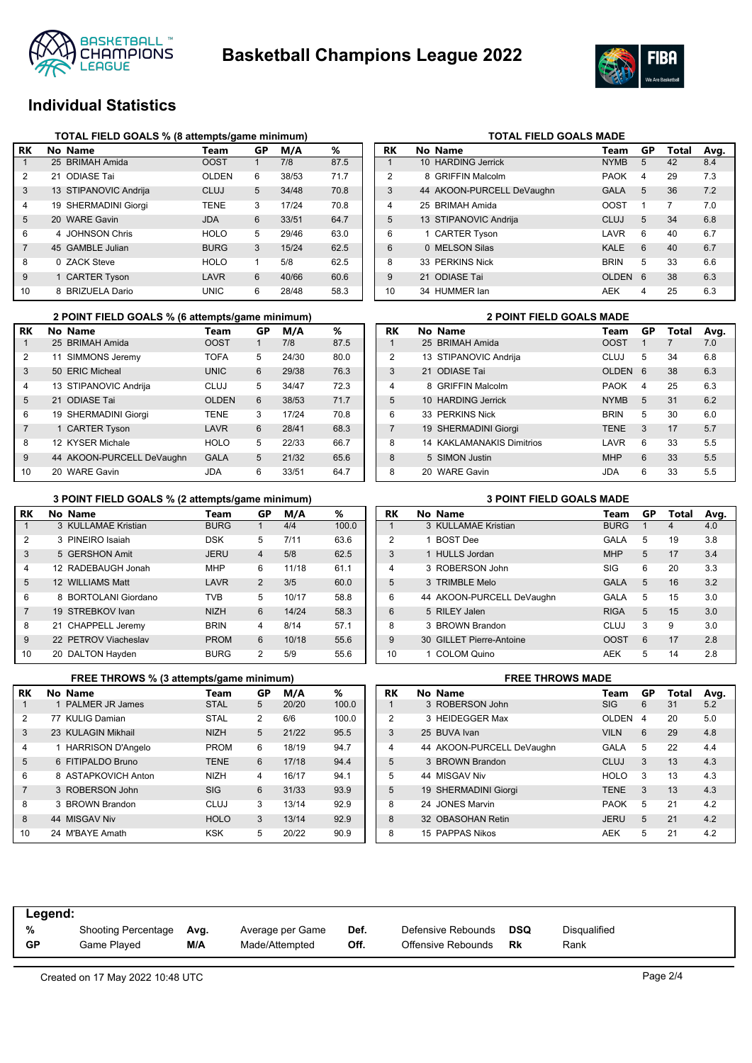# Basketball Champions League 2022

## Individual Statistics

### TOTAL FIELD GOALS % (8 attempts/game minimum)

| RK | No | Name | Team | GP | M/A | % |
|---|---|---|---|---|---|---|
| 1 | 25 | BRIMAH Amida | OOST | 1 | 7/8 | 87.5 |
| 2 | 21 | ODIASE Tai | OLDEN | 6 | 38/53 | 71.7 |
| 3 | 13 | STIPANOVIC Andrija | CLUJ | 5 | 34/48 | 70.8 |
| 4 | 19 | SHERMADINI Giorgi | TENE | 3 | 17/24 | 70.8 |
| 5 | 20 | WARE Gavin | JDA | 6 | 33/51 | 64.7 |
| 6 | 4 | JOHNSON Chris | HOLO | 5 | 29/46 | 63.0 |
| 7 | 45 | GAMBLE Julian | BURG | 3 | 15/24 | 62.5 |
| 8 | 0 | ZACK Steve | HOLO | 1 | 5/8 | 62.5 |
| 9 | 1 | CARTER Tyson | LAVR | 6 | 40/66 | 60.6 |
| 10 | 8 | BRIZUELA Dario | UNIC | 6 | 28/48 | 58.3 |

### TOTAL FIELD GOALS MADE

| RK | No | Name | Team | GP | Total | Avg. |
|---|---|---|---|---|---|---|
| 1 | 10 | HARDING Jerrick | NYMB | 5 | 42 | 8.4 |
| 2 | 8 | GRIFFIN Malcolm | PAOK | 4 | 29 | 7.3 |
| 3 | 44 | AKOON-PURCELL DeVaughn | GALA | 5 | 36 | 7.2 |
| 4 | 25 | BRIMAH Amida | OOST | 1 | 7 | 7.0 |
| 5 | 13 | STIPANOVIC Andrija | CLUJ | 5 | 34 | 6.8 |
| 6 | 1 | CARTER Tyson | LAVR | 6 | 40 | 6.7 |
| 6 | 0 | MELSON Silas | KALE | 6 | 40 | 6.7 |
| 8 | 33 | PERKINS Nick | BRIN | 5 | 33 | 6.6 |
| 9 | 21 | ODIASE Tai | OLDEN | 6 | 38 | 6.3 |
| 10 | 34 | HUMMER Ian | AEK | 4 | 25 | 6.3 |

### 2 POINT FIELD GOALS % (6 attempts/game minimum)

| RK | No | Name | Team | GP | M/A | % |
|---|---|---|---|---|---|---|
| 1 | 25 | BRIMAH Amida | OOST | 1 | 7/8 | 87.5 |
| 2 | 11 | SIMMONS Jeremy | TOFA | 5 | 24/30 | 80.0 |
| 3 | 50 | ERIC Micheal | UNIC | 6 | 29/38 | 76.3 |
| 4 | 13 | STIPANOVIC Andrija | CLUJ | 5 | 34/47 | 72.3 |
| 5 | 21 | ODIASE Tai | OLDEN | 6 | 38/53 | 71.7 |
| 6 | 19 | SHERMADINI Giorgi | TENE | 3 | 17/24 | 70.8 |
| 7 | 1 | CARTER Tyson | LAVR | 6 | 28/41 | 68.3 |
| 8 | 12 | KYSER Michale | HOLO | 5 | 22/33 | 66.7 |
| 9 | 44 | AKOON-PURCELL DeVaughn | GALA | 5 | 21/32 | 65.6 |
| 10 | 20 | WARE Gavin | JDA | 6 | 33/51 | 64.7 |

### 2 POINT FIELD GOALS MADE

| RK | No | Name | Team | GP | Total | Avg. |
|---|---|---|---|---|---|---|
| 1 | 25 | BRIMAH Amida | OOST | 1 | 7 | 7.0 |
| 2 | 13 | STIPANOVIC Andrija | CLUJ | 5 | 34 | 6.8 |
| 3 | 21 | ODIASE Tai | OLDEN | 6 | 38 | 6.3 |
| 4 | 8 | GRIFFIN Malcolm | PAOK | 4 | 25 | 6.3 |
| 5 | 10 | HARDING Jerrick | NYMB | 5 | 31 | 6.2 |
| 6 | 33 | PERKINS Nick | BRIN | 5 | 30 | 6.0 |
| 7 | 19 | SHERMADINI Giorgi | TENE | 3 | 17 | 5.7 |
| 8 | 14 | KAKLAMANAKIS Dimitrios | LAVR | 6 | 33 | 5.5 |
| 8 | 5 | SIMON Justin | MHP | 6 | 33 | 5.5 |
| 8 | 20 | WARE Gavin | JDA | 6 | 33 | 5.5 |

### 3 POINT FIELD GOALS % (2 attempts/game minimum)

| RK | No | Name | Team | GP | M/A | % |
|---|---|---|---|---|---|---|
| 1 | 3 | KULLAMAE Kristian | BURG | 1 | 4/4 | 100.0 |
| 2 | 3 | PINEIRO Isaiah | DSK | 5 | 7/11 | 63.6 |
| 3 | 5 | GERSHON Amit | JERU | 4 | 5/8 | 62.5 |
| 4 | 12 | RADEBAUGH Jonah | MHP | 6 | 11/18 | 61.1 |
| 5 | 12 | WILLIAMS Matt | LAVR | 2 | 3/5 | 60.0 |
| 6 | 8 | BORTOLANI Giordano | TVB | 5 | 10/17 | 58.8 |
| 7 | 19 | STREBKOV Ivan | NIZH | 6 | 14/24 | 58.3 |
| 8 | 21 | CHAPPELL Jeremy | BRIN | 4 | 8/14 | 57.1 |
| 9 | 22 | PETROV Viacheslav | PROM | 6 | 10/18 | 55.6 |
| 10 | 20 | DALTON Hayden | BURG | 2 | 5/9 | 55.6 |

### 3 POINT FIELD GOALS MADE

| RK | No | Name | Team | GP | Total | Avg. |
|---|---|---|---|---|---|---|
| 1 | 3 | KULLAMAE Kristian | BURG | 1 | 4 | 4.0 |
| 2 | 1 | BOST Dee | GALA | 5 | 19 | 3.8 |
| 3 | 1 | HULLS Jordan | MHP | 5 | 17 | 3.4 |
| 4 | 3 | ROBERSON John | SIG | 6 | 20 | 3.3 |
| 5 | 3 | TRIMBLE Melo | GALA | 5 | 16 | 3.2 |
| 6 | 44 | AKOON-PURCELL DeVaughn | GALA | 5 | 15 | 3.0 |
| 6 | 5 | RILEY Jalen | RIGA | 5 | 15 | 3.0 |
| 8 | 3 | BROWN Brandon | CLUJ | 3 | 9 | 3.0 |
| 9 | 30 | GILLET Pierre-Antoine | OOST | 6 | 17 | 2.8 |
| 10 | 1 | COLOM Quino | AEK | 5 | 14 | 2.8 |

### FREE THROWS % (3 attempts/game minimum)

| RK | No | Name | Team | GP | M/A | % |
|---|---|---|---|---|---|---|
| 1 | 1 | PALMER JR James | STAL | 5 | 20/20 | 100.0 |
| 2 | 77 | KULIG Damian | STAL | 2 | 6/6 | 100.0 |
| 3 | 23 | KULAGIN Mikhail | NIZH | 5 | 21/22 | 95.5 |
| 4 | 1 | HARRISON D'Angelo | PROM | 6 | 18/19 | 94.7 |
| 5 | 6 | FITIPALDO Bruno | TENE | 6 | 17/18 | 94.4 |
| 6 | 8 | ASTAPKOVICH Anton | NIZH | 4 | 16/17 | 94.1 |
| 7 | 3 | ROBERSON John | SIG | 6 | 31/33 | 93.9 |
| 8 | 3 | BROWN Brandon | CLUJ | 3 | 13/14 | 92.9 |
| 8 | 44 | MISGAV Niv | HOLO | 3 | 13/14 | 92.9 |
| 10 | 24 | M'BAYE Amath | KSK | 5 | 20/22 | 90.9 |

### FREE THROWS MADE

| RK | No | Name | Team | GP | Total | Avg. |
|---|---|---|---|---|---|---|
| 1 | 3 | ROBERSON John | SIG | 6 | 31 | 5.2 |
| 2 | 3 | HEIDEGGER Max | OLDEN | 4 | 20 | 5.0 |
| 3 | 25 | BUVA Ivan | VILN | 6 | 29 | 4.8 |
| 4 | 44 | AKOON-PURCELL DeVaughn | GALA | 5 | 22 | 4.4 |
| 5 | 3 | BROWN Brandon | CLUJ | 3 | 13 | 4.3 |
| 5 | 44 | MISGAV Niv | HOLO | 3 | 13 | 4.3 |
| 5 | 19 | SHERMADINI Giorgi | TENE | 3 | 13 | 4.3 |
| 8 | 24 | JONES Marvin | PAOK | 5 | 21 | 4.2 |
| 8 | 32 | OBASOHAN Retin | JERU | 5 | 21 | 4.2 |
| 8 | 15 | PAPPAS Nikos | AEK | 5 | 21 | 4.2 |

**Legend:**

| | | | | | | | |
|---|---|---|---|---|---|---|---|
| % | Shooting Percentage | Avg. | Average per Game | Def. | Defensive Rebounds | DSQ | Disqualified |
| GP | Game Played | M/A | Made/Attempted | Off. | Offensive Rebounds | Rk | Rank |

Created on 17 May 2022 10:48 UTC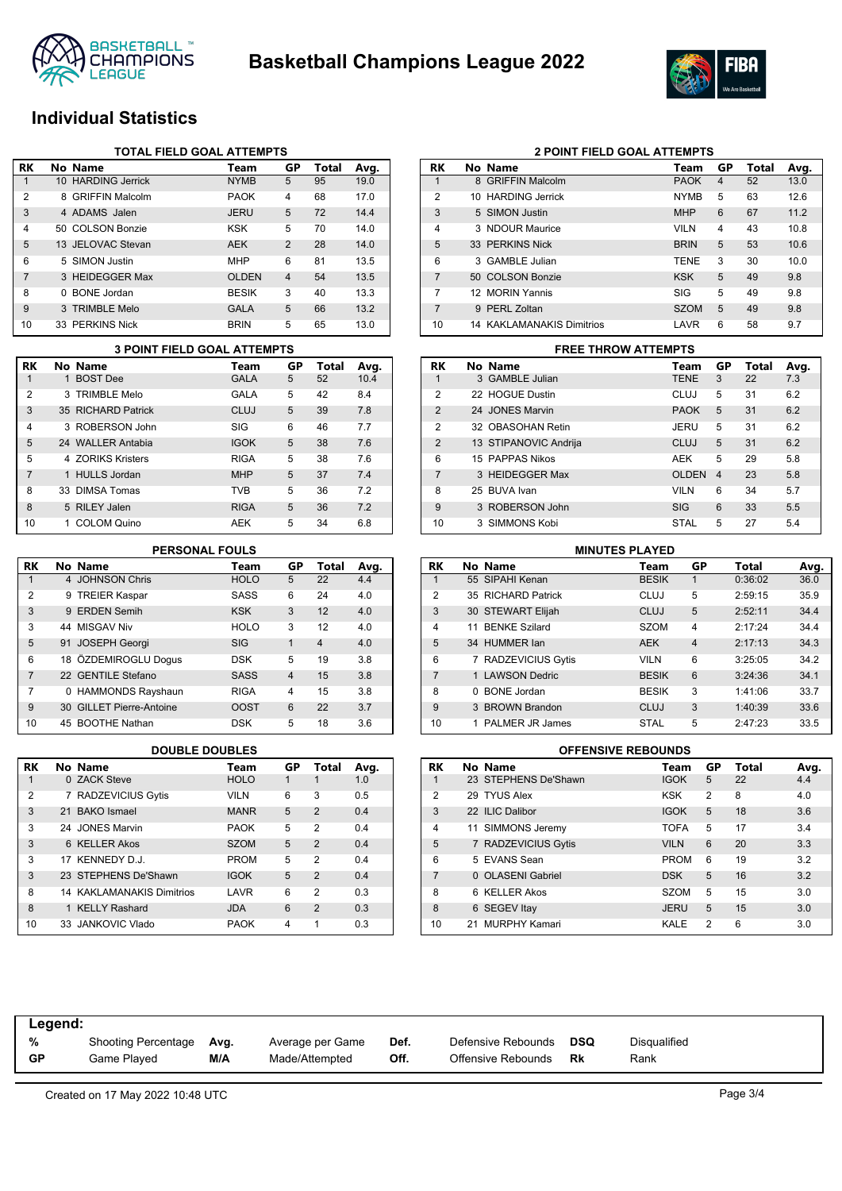# Basketball Champions League 2022

## Individual Statistics

### TOTAL FIELD GOAL ATTEMPTS

| RK | No | Name | Team | GP | Total | Avg. |
|---|---|---|---|---|---|---|
| 1 | 10 | HARDING Jerrick | NYMB | 5 | 95 | 19.0 |
| 2 | 8 | GRIFFIN Malcolm | PAOK | 4 | 68 | 17.0 |
| 3 | 4 | ADAMS Jalen | JERU | 5 | 72 | 14.4 |
| 4 | 50 | COLSON Bonzie | KSK | 5 | 70 | 14.0 |
| 5 | 13 | JELOVAC Stevan | AEK | 2 | 28 | 14.0 |
| 6 | 5 | SIMON Justin | MHP | 6 | 81 | 13.5 |
| 7 | 3 | HEIDEGGER Max | OLDEN | 4 | 54 | 13.5 |
| 8 | 0 | BONE Jordan | BESIK | 3 | 40 | 13.3 |
| 9 | 3 | TRIMBLE Melo | GALA | 5 | 66 | 13.2 |
| 10 | 33 | PERKINS Nick | BRIN | 5 | 65 | 13.0 |

### 2 POINT FIELD GOAL ATTEMPTS

| RK | No | Name | Team | GP | Total | Avg. |
|---|---|---|---|---|---|---|
| 1 | 8 | GRIFFIN Malcolm | PAOK | 4 | 52 | 13.0 |
| 2 | 10 | HARDING Jerrick | NYMB | 5 | 63 | 12.6 |
| 3 | 5 | SIMON Justin | MHP | 6 | 67 | 11.2 |
| 4 | 3 | NDOUR Maurice | VILN | 4 | 43 | 10.8 |
| 5 | 33 | PERKINS Nick | BRIN | 5 | 53 | 10.6 |
| 6 | 3 | GAMBLE Julian | TENE | 3 | 30 | 10.0 |
| 7 | 50 | COLSON Bonzie | KSK | 5 | 49 | 9.8 |
| 7 | 12 | MORIN Yannis | SIG | 5 | 49 | 9.8 |
| 7 | 9 | PERL Zoltan | SZOM | 5 | 49 | 9.8 |
| 10 | 14 | KAKLAMANAKIS Dimitrios | LAVR | 6 | 58 | 9.7 |

### 3 POINT FIELD GOAL ATTEMPTS

| RK | No | Name | Team | GP | Total | Avg. |
|---|---|---|---|---|---|---|
| 1 | 1 | BOST Dee | GALA | 5 | 52 | 10.4 |
| 2 | 3 | TRIMBLE Melo | GALA | 5 | 42 | 8.4 |
| 3 | 35 | RICHARD Patrick | CLUJ | 5 | 39 | 7.8 |
| 4 | 3 | ROBERSON John | SIG | 6 | 46 | 7.7 |
| 5 | 24 | WALLER Antabia | IGOK | 5 | 38 | 7.6 |
| 5 | 4 | ZORIKS Kristers | RIGA | 5 | 38 | 7.6 |
| 7 | 1 | HULLS Jordan | MHP | 5 | 37 | 7.4 |
| 8 | 33 | DIMSA Tomas | TVB | 5 | 36 | 7.2 |
| 8 | 5 | RILEY Jalen | RIGA | 5 | 36 | 7.2 |
| 10 | 1 | COLOM Quino | AEK | 5 | 34 | 6.8 |

### FREE THROW ATTEMPTS

| RK | No | Name | Team | GP | Total | Avg. |
|---|---|---|---|---|---|---|
| 1 | 3 | GAMBLE Julian | TENE | 3 | 22 | 7.3 |
| 2 | 22 | HOGUE Dustin | CLUJ | 5 | 31 | 6.2 |
| 2 | 24 | JONES Marvin | PAOK | 5 | 31 | 6.2 |
| 2 | 32 | OBASOHAN Retin | JERU | 5 | 31 | 6.2 |
| 2 | 13 | STIPANOVIC Andrija | CLUJ | 5 | 31 | 6.2 |
| 6 | 15 | PAPPAS Nikos | AEK | 5 | 29 | 5.8 |
| 7 | 3 | HEIDEGGER Max | OLDEN | 4 | 23 | 5.8 |
| 8 | 25 | BUVA Ivan | VILN | 6 | 34 | 5.7 |
| 9 | 3 | ROBERSON John | SIG | 6 | 33 | 5.5 |
| 10 | 3 | SIMMONS Kobi | STAL | 5 | 27 | 5.4 |

### PERSONAL FOULS

| RK | No | Name | Team | GP | Total | Avg. |
|---|---|---|---|---|---|---|
| 1 | 4 | JOHNSON Chris | HOLO | 5 | 22 | 4.4 |
| 2 | 9 | TREIER Kaspar | SASS | 6 | 24 | 4.0 |
| 3 | 9 | ERDEN Semih | KSK | 3 | 12 | 4.0 |
| 3 | 44 | MISGAV Niv | HOLO | 3 | 12 | 4.0 |
| 5 | 91 | JOSEPH Georgi | SIG | 1 | 4 | 4.0 |
| 6 | 18 | ÖZDEMIROGLU Dogus | DSK | 5 | 19 | 3.8 |
| 7 | 22 | GENTILE Stefano | SASS | 4 | 15 | 3.8 |
| 7 | 0 | HAMMONDS Rayshaun | RIGA | 4 | 15 | 3.8 |
| 9 | 30 | GILLET Pierre-Antoine | OOST | 6 | 22 | 3.7 |
| 10 | 45 | BOOTHE Nathan | DSK | 5 | 18 | 3.6 |

### MINUTES PLAYED

| RK | No | Name | Team | GP | Total | Avg. |
|---|---|---|---|---|---|---|
| 1 | 55 | SIPAHI Kenan | BESIK | 1 | 0:36:02 | 36.0 |
| 2 | 35 | RICHARD Patrick | CLUJ | 5 | 2:59:15 | 35.9 |
| 3 | 30 | STEWART Elijah | CLUJ | 5 | 2:52:11 | 34.4 |
| 4 | 11 | BENKE Szilard | SZOM | 4 | 2:17:24 | 34.4 |
| 5 | 34 | HUMMER Ian | AEK | 4 | 2:17:13 | 34.3 |
| 6 | 7 | RADZEVICIUS Gytis | VILN | 6 | 3:25:05 | 34.2 |
| 7 | 1 | LAWSON Dedric | BESIK | 6 | 3:24:36 | 34.1 |
| 8 | 0 | BONE Jordan | BESIK | 3 | 1:41:06 | 33.7 |
| 9 | 3 | BROWN Brandon | CLUJ | 3 | 1:40:39 | 33.6 |
| 10 | 1 | PALMER JR James | STAL | 5 | 2:47:23 | 33.5 |

### DOUBLE DOUBLES

| RK | No | Name | Team | GP | Total | Avg. |
|---|---|---|---|---|---|---|
| 1 | 0 | ZACK Steve | HOLO | 1 | 1 | 1.0 |
| 2 | 7 | RADZEVICIUS Gytis | VILN | 6 | 3 | 0.5 |
| 3 | 21 | BAKO Ismael | MANR | 5 | 2 | 0.4 |
| 3 | 24 | JONES Marvin | PAOK | 5 | 2 | 0.4 |
| 3 | 6 | KELLER Akos | SZOM | 5 | 2 | 0.4 |
| 3 | 17 | KENNEDY D.J. | PROM | 5 | 2 | 0.4 |
| 3 | 23 | STEPHENS De'Shawn | IGOK | 5 | 2 | 0.4 |
| 8 | 14 | KAKLAMANAKIS Dimitrios | LAVR | 6 | 2 | 0.3 |
| 8 | 1 | KELLY Rashard | JDA | 6 | 2 | 0.3 |
| 10 | 33 | JANKOVIC Vlado | PAOK | 4 | 1 | 0.3 |

### OFFENSIVE REBOUNDS

| RK | No | Name | Team | GP | Total | Avg. |
|---|---|---|---|---|---|---|
| 1 | 23 | STEPHENS De'Shawn | IGOK | 5 | 22 | 4.4 |
| 2 | 29 | TYUS Alex | KSK | 2 | 8 | 4.0 |
| 3 | 22 | ILIC Dalibor | IGOK | 5 | 18 | 3.6 |
| 4 | 11 | SIMMONS Jeremy | TOFA | 5 | 17 | 3.4 |
| 5 | 7 | RADZEVICIUS Gytis | VILN | 6 | 20 | 3.3 |
| 6 | 5 | EVANS Sean | PROM | 6 | 19 | 3.2 |
| 7 | 0 | OLASENI Gabriel | DSK | 5 | 16 | 3.2 |
| 8 | 6 | KELLER Akos | SZOM | 5 | 15 | 3.0 |
| 8 | 6 | SEGEV Itay | JERU | 5 | 15 | 3.0 |
| 10 | 21 | MURPHY Kamari | KALE | 2 | 6 | 3.0 |

**Legend:**

| | | | | | | | |
|---|---|---|---|---|---|---|---|
| **%** | Shooting Percentage | **Avg.** | Average per Game | **Def.** | Defensive Rebounds | **DSQ** | Disqualified |
| **GP** | Game Played | **M/A** | Made/Attempted | **Off.** | Offensive Rebounds | **Rk** | Rank |

Created on 17 May 2022 10:48 UTC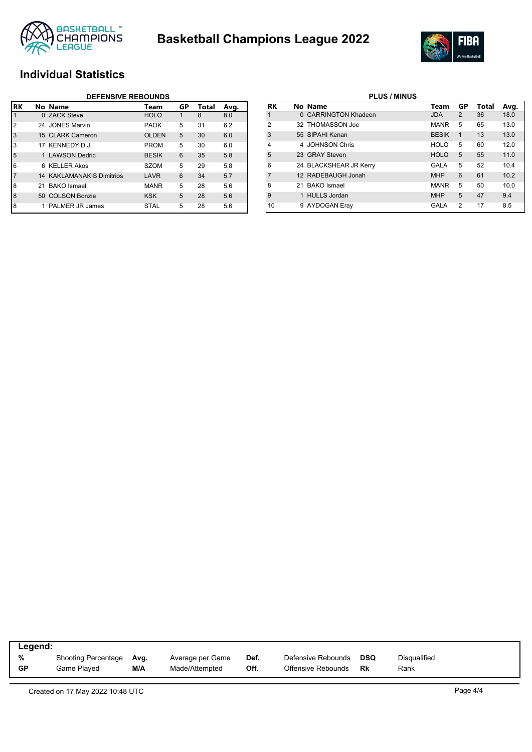# Basketball Champions League 2022

## Individual Statistics

### DEFENSIVE REBOUNDS

| RK | No | Name | Team | GP | Total | Avg. |
|---|---|---|---|---|---|---|
| 1 | 0 | ZACK Steve | HOLO | 1 | 8 | 8.0 |
| 2 | 24 | JONES Marvin | PAOK | 5 | 31 | 6.2 |
| 3 | 15 | CLARK Cameron | OLDEN | 5 | 30 | 6.0 |
| 3 | 17 | KENNEDY D.J. | PROM | 5 | 30 | 6.0 |
| 5 | 1 | LAWSON Dedric | BESIK | 6 | 35 | 5.8 |
| 6 | 6 | KELLER Akos | SZOM | 5 | 29 | 5.8 |
| 7 | 14 | KAKLAMANAKIS Dimitrios | LAVR | 6 | 34 | 5.7 |
| 8 | 21 | BAKO Ismael | MANR | 5 | 28 | 5.6 |
| 8 | 50 | COLSON Bonzie | KSK | 5 | 28 | 5.6 |
| 8 | 1 | PALMER JR James | STAL | 5 | 28 | 5.6 |

### PLUS / MINUS

| RK | No | Name | Team | GP | Total | Avg. |
|---|---|---|---|---|---|---|
| 1 | 0 | CARRINGTON Khadeen | JDA | 2 | 36 | 18.0 |
| 2 | 32 | THOMASSON Joe | MANR | 5 | 65 | 13.0 |
| 3 | 55 | SIPAHI Kenan | BESIK | 1 | 13 | 13.0 |
| 4 | 4 | JOHNSON Chris | HOLO | 5 | 60 | 12.0 |
| 5 | 23 | GRAY Steven | HOLO | 5 | 55 | 11.0 |
| 6 | 24 | BLACKSHEAR JR Kerry | GALA | 5 | 52 | 10.4 |
| 7 | 12 | RADEBAUGH Jonah | MHP | 6 | 61 | 10.2 |
| 8 | 21 | BAKO Ismael | MANR | 5 | 50 | 10.0 |
| 9 | 1 | HULLS Jordan | MHP | 5 | 47 | 9.4 |
| 10 | 9 | AYDOGAN Eray | GALA | 2 | 17 | 8.5 |

**Legend:**

| | | | | | | | |
|---|---|---|---|---|---|---|---|
| **%** | Shooting Percentage | **Avg.** | Average per Game | **Def.** | Defensive Rebounds | **DSQ** | Disqualified |
| **GP** | Game Played | **M/A** | Made/Attempted | **Off.** | Offensive Rebounds | **Rk** | Rank |

Created on 17 May 2022 10:48 UTC